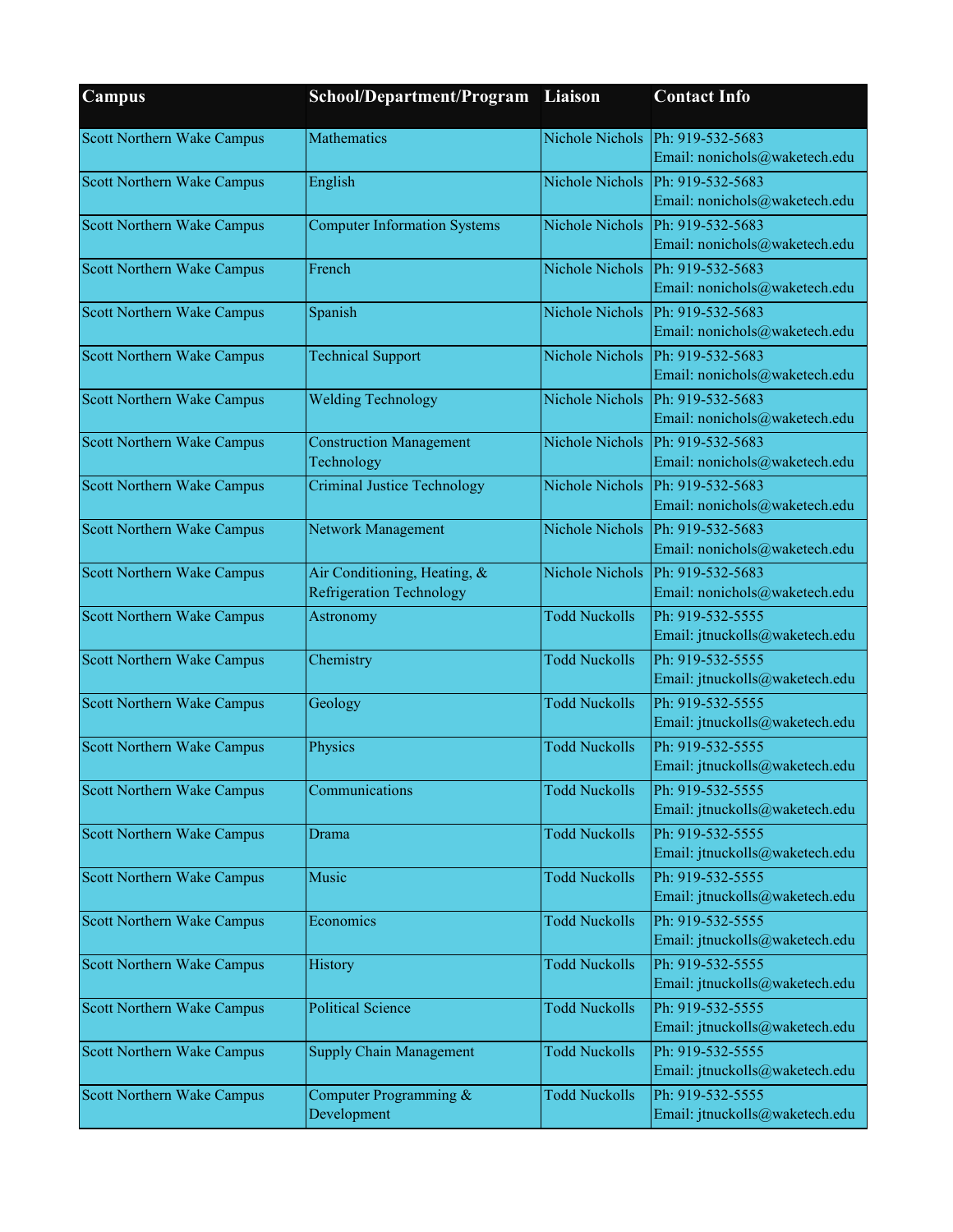| Campus | School/Department/Program | Liaison | Contact Info |
| --- | --- | --- | --- |
| Scott Northern Wake Campus | Mathematics | Nichole Nichols | Ph: 919-532-5683 Email: nonichols@waketech.edu |
| Scott Northern Wake Campus | English | Nichole Nichols | Ph: 919-532-5683 Email: nonichols@waketech.edu |
| Scott Northern Wake Campus | Computer Information Systems | Nichole Nichols | Ph: 919-532-5683 Email: nonichols@waketech.edu |
| Scott Northern Wake Campus | French | Nichole Nichols | Ph: 919-532-5683 Email: nonichols@waketech.edu |
| Scott Northern Wake Campus | Spanish | Nichole Nichols | Ph: 919-532-5683 Email: nonichols@waketech.edu |
| Scott Northern Wake Campus | Technical Support | Nichole Nichols | Ph: 919-532-5683 Email: nonichols@waketech.edu |
| Scott Northern Wake Campus | Welding Technology | Nichole Nichols | Ph: 919-532-5683 Email: nonichols@waketech.edu |
| Scott Northern Wake Campus | Construction Management Technology | Nichole Nichols | Ph: 919-532-5683 Email: nonichols@waketech.edu |
| Scott Northern Wake Campus | Criminal Justice Technology | Nichole Nichols | Ph: 919-532-5683 Email: nonichols@waketech.edu |
| Scott Northern Wake Campus | Network Management | Nichole Nichols | Ph: 919-532-5683 Email: nonichols@waketech.edu |
| Scott Northern Wake Campus | Air Conditioning, Heating, & Refrigeration Technology | Nichole Nichols | Ph: 919-532-5683 Email: nonichols@waketech.edu |
| Scott Northern Wake Campus | Astronomy | Todd Nuckolls | Ph: 919-532-5555 Email: jtnuckolls@waketech.edu |
| Scott Northern Wake Campus | Chemistry | Todd Nuckolls | Ph: 919-532-5555 Email: jtnuckolls@waketech.edu |
| Scott Northern Wake Campus | Geology | Todd Nuckolls | Ph: 919-532-5555 Email: jtnuckolls@waketech.edu |
| Scott Northern Wake Campus | Physics | Todd Nuckolls | Ph: 919-532-5555 Email: jtnuckolls@waketech.edu |
| Scott Northern Wake Campus | Communications | Todd Nuckolls | Ph: 919-532-5555 Email: jtnuckolls@waketech.edu |
| Scott Northern Wake Campus | Drama | Todd Nuckolls | Ph: 919-532-5555 Email: jtnuckolls@waketech.edu |
| Scott Northern Wake Campus | Music | Todd Nuckolls | Ph: 919-532-5555 Email: jtnuckolls@waketech.edu |
| Scott Northern Wake Campus | Economics | Todd Nuckolls | Ph: 919-532-5555 Email: jtnuckolls@waketech.edu |
| Scott Northern Wake Campus | History | Todd Nuckolls | Ph: 919-532-5555 Email: jtnuckolls@waketech.edu |
| Scott Northern Wake Campus | Political Science | Todd Nuckolls | Ph: 919-532-5555 Email: jtnuckolls@waketech.edu |
| Scott Northern Wake Campus | Supply Chain Management | Todd Nuckolls | Ph: 919-532-5555 Email: jtnuckolls@waketech.edu |
| Scott Northern Wake Campus | Computer Programming & Development | Todd Nuckolls | Ph: 919-532-5555 Email: jtnuckolls@waketech.edu |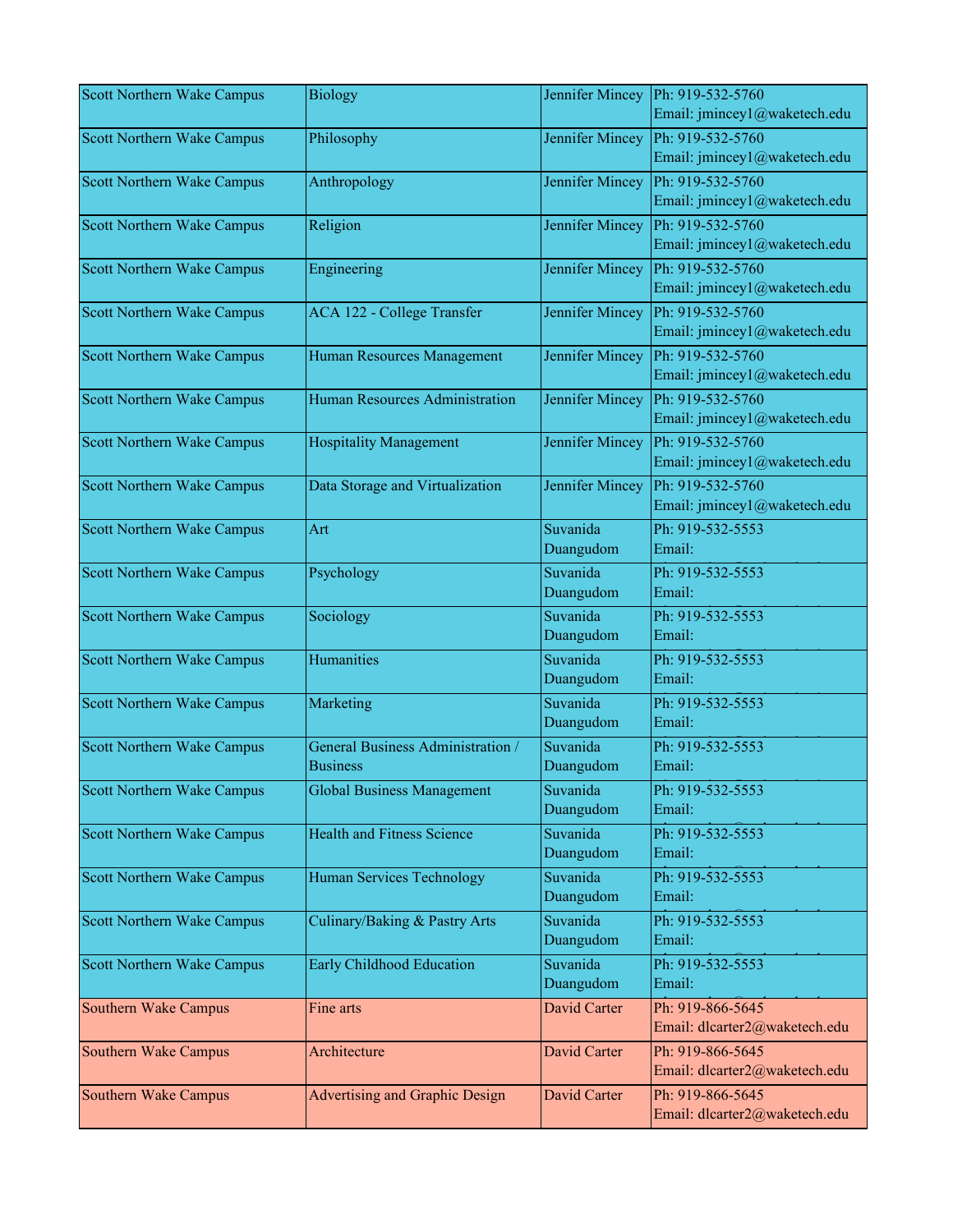| | | | |
|---|---|---|---|
| Scott Northern Wake Campus | Biology | Jennifer Mincey | Ph: 919-532-5760<br>Email: jmincey1@waketech.edu |
| Scott Northern Wake Campus | Philosophy | Jennifer Mincey | Ph: 919-532-5760<br>Email: jmincey1@waketech.edu |
| Scott Northern Wake Campus | Anthropology | Jennifer Mincey | Ph: 919-532-5760<br>Email: jmincey1@waketech.edu |
| Scott Northern Wake Campus | Religion | Jennifer Mincey | Ph: 919-532-5760<br>Email: jmincey1@waketech.edu |
| Scott Northern Wake Campus | Engineering | Jennifer Mincey | Ph: 919-532-5760<br>Email: jmincey1@waketech.edu |
| Scott Northern Wake Campus | ACA 122 - College Transfer | Jennifer Mincey | Ph: 919-532-5760<br>Email: jmincey1@waketech.edu |
| Scott Northern Wake Campus | Human Resources Management | Jennifer Mincey | Ph: 919-532-5760<br>Email: jmincey1@waketech.edu |
| Scott Northern Wake Campus | Human Resources Administration | Jennifer Mincey | Ph: 919-532-5760<br>Email: jmincey1@waketech.edu |
| Scott Northern Wake Campus | Hospitality Management | Jennifer Mincey | Ph: 919-532-5760<br>Email: jmincey1@waketech.edu |
| Scott Northern Wake Campus | Data Storage and Virtualization | Jennifer Mincey | Ph: 919-532-5760<br>Email: jmincey1@waketech.edu |
| Scott Northern Wake Campus | Art | Suvanida Duangudom | Ph: 919-532-5553<br>Email: |
| Scott Northern Wake Campus | Psychology | Suvanida Duangudom | Ph: 919-532-5553<br>Email: |
| Scott Northern Wake Campus | Sociology | Suvanida Duangudom | Ph: 919-532-5553<br>Email: |
| Scott Northern Wake Campus | Humanities | Suvanida Duangudom | Ph: 919-532-5553<br>Email: |
| Scott Northern Wake Campus | Marketing | Suvanida Duangudom | Ph: 919-532-5553<br>Email: |
| Scott Northern Wake Campus | General Business Administration / Business | Suvanida Duangudom | Ph: 919-532-5553<br>Email: |
| Scott Northern Wake Campus | Global Business Management | Suvanida Duangudom | Ph: 919-532-5553<br>Email: |
| Scott Northern Wake Campus | Health and Fitness Science | Suvanida Duangudom | Ph: 919-532-5553<br>Email: |
| Scott Northern Wake Campus | Human Services Technology | Suvanida Duangudom | Ph: 919-532-5553<br>Email: |
| Scott Northern Wake Campus | Culinary/Baking & Pastry Arts | Suvanida Duangudom | Ph: 919-532-5553<br>Email: |
| Scott Northern Wake Campus | Early Childhood Education | Suvanida Duangudom | Ph: 919-532-5553<br>Email: |
| Southern Wake Campus | Fine arts | David Carter | Ph: 919-866-5645<br>Email: dlcarter2@waketech.edu |
| Southern Wake Campus | Architecture | David Carter | Ph: 919-866-5645<br>Email: dlcarter2@waketech.edu |
| Southern Wake Campus | Advertising and Graphic Design | David Carter | Ph: 919-866-5645<br>Email: dlcarter2@waketech.edu |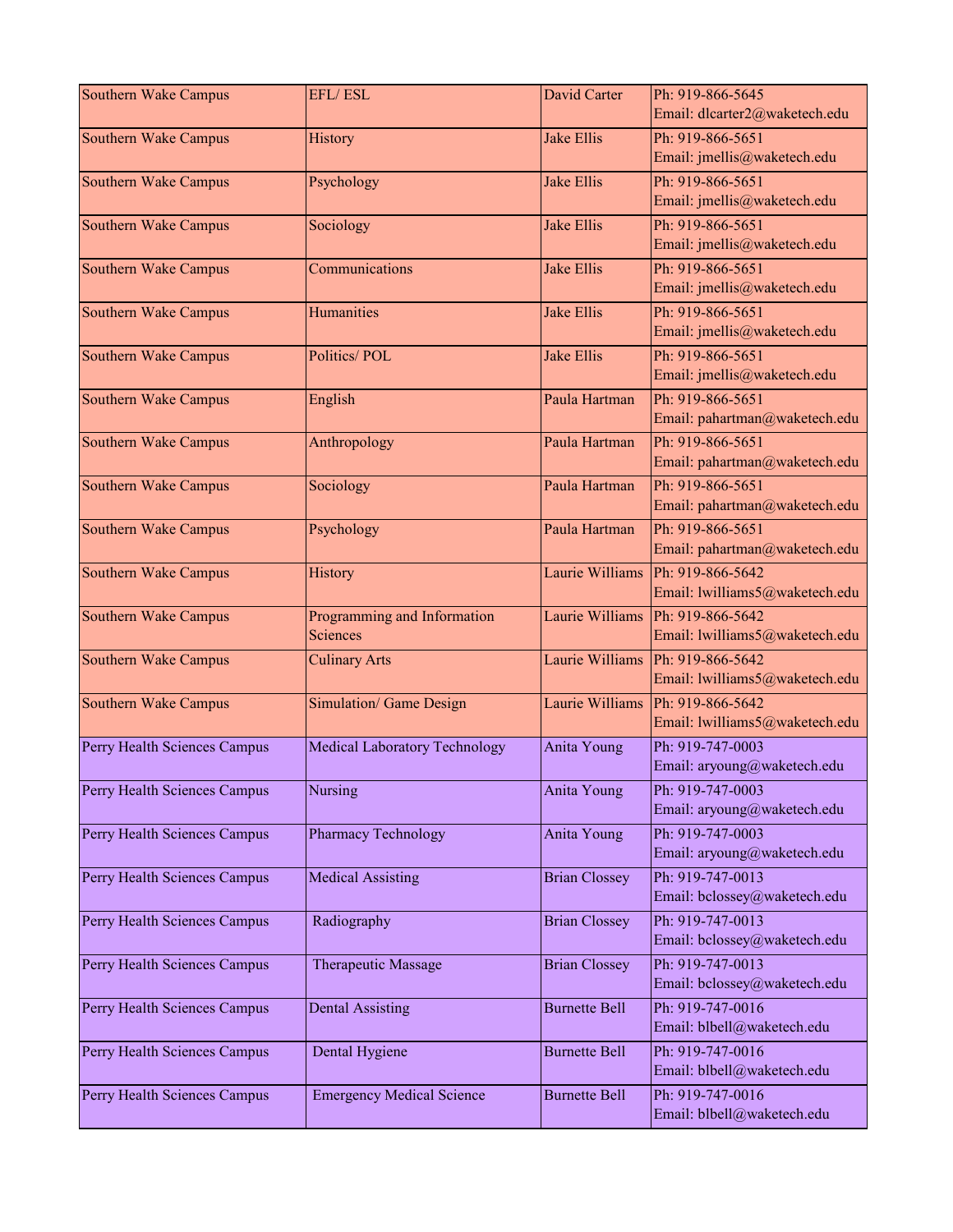| Southern Wake Campus | EFL/ ESL | David Carter | Ph: 919-866-5645<br>Email: dlcarter2@waketech.edu |
|---|---|---|---|
| Southern Wake Campus | History | Jake Ellis | Ph: 919-866-5651<br>Email: jmellis@waketech.edu |
| Southern Wake Campus | Psychology | Jake Ellis | Ph: 919-866-5651<br>Email: jmellis@waketech.edu |
| Southern Wake Campus | Sociology | Jake Ellis | Ph: 919-866-5651<br>Email: jmellis@waketech.edu |
| Southern Wake Campus | Communications | Jake Ellis | Ph: 919-866-5651<br>Email: jmellis@waketech.edu |
| Southern Wake Campus | Humanities | Jake Ellis | Ph: 919-866-5651<br>Email: jmellis@waketech.edu |
| Southern Wake Campus | Politics/ POL | Jake Ellis | Ph: 919-866-5651<br>Email: jmellis@waketech.edu |
| Southern Wake Campus | English | Paula Hartman | Ph: 919-866-5651<br>Email: pahartman@waketech.edu |
| Southern Wake Campus | Anthropology | Paula Hartman | Ph: 919-866-5651<br>Email: pahartman@waketech.edu |
| Southern Wake Campus | Sociology | Paula Hartman | Ph: 919-866-5651<br>Email: pahartman@waketech.edu |
| Southern Wake Campus | Psychology | Paula Hartman | Ph: 919-866-5651<br>Email: pahartman@waketech.edu |
| Southern Wake Campus | History | Laurie Williams | Ph: 919-866-5642<br>Email: lwilliams5@waketech.edu |
| Southern Wake Campus | Programming and Information Sciences | Laurie Williams | Ph: 919-866-5642<br>Email: lwilliams5@waketech.edu |
| Southern Wake Campus | Culinary Arts | Laurie Williams | Ph: 919-866-5642<br>Email: lwilliams5@waketech.edu |
| Southern Wake Campus | Simulation/ Game Design | Laurie Williams | Ph: 919-866-5642<br>Email: lwilliams5@waketech.edu |
| Perry Health Sciences Campus | Medical Laboratory Technology | Anita Young | Ph: 919-747-0003<br>Email: aryoung@waketech.edu |
| Perry Health Sciences Campus | Nursing | Anita Young | Ph: 919-747-0003<br>Email: aryoung@waketech.edu |
| Perry Health Sciences Campus | Pharmacy Technology | Anita Young | Ph: 919-747-0003<br>Email: aryoung@waketech.edu |
| Perry Health Sciences Campus | Medical Assisting | Brian Clossey | Ph: 919-747-0013<br>Email: bclossey@waketech.edu |
| Perry Health Sciences Campus | Radiography | Brian Clossey | Ph: 919-747-0013<br>Email: bclossey@waketech.edu |
| Perry Health Sciences Campus | Therapeutic Massage | Brian Clossey | Ph: 919-747-0013<br>Email: bclossey@waketech.edu |
| Perry Health Sciences Campus | Dental Assisting | Burnette Bell | Ph: 919-747-0016<br>Email: blbell@waketech.edu |
| Perry Health Sciences Campus | Dental Hygiene | Burnette Bell | Ph: 919-747-0016<br>Email: blbell@waketech.edu |
| Perry Health Sciences Campus | Emergency Medical Science | Burnette Bell | Ph: 919-747-0016<br>Email: blbell@waketech.edu |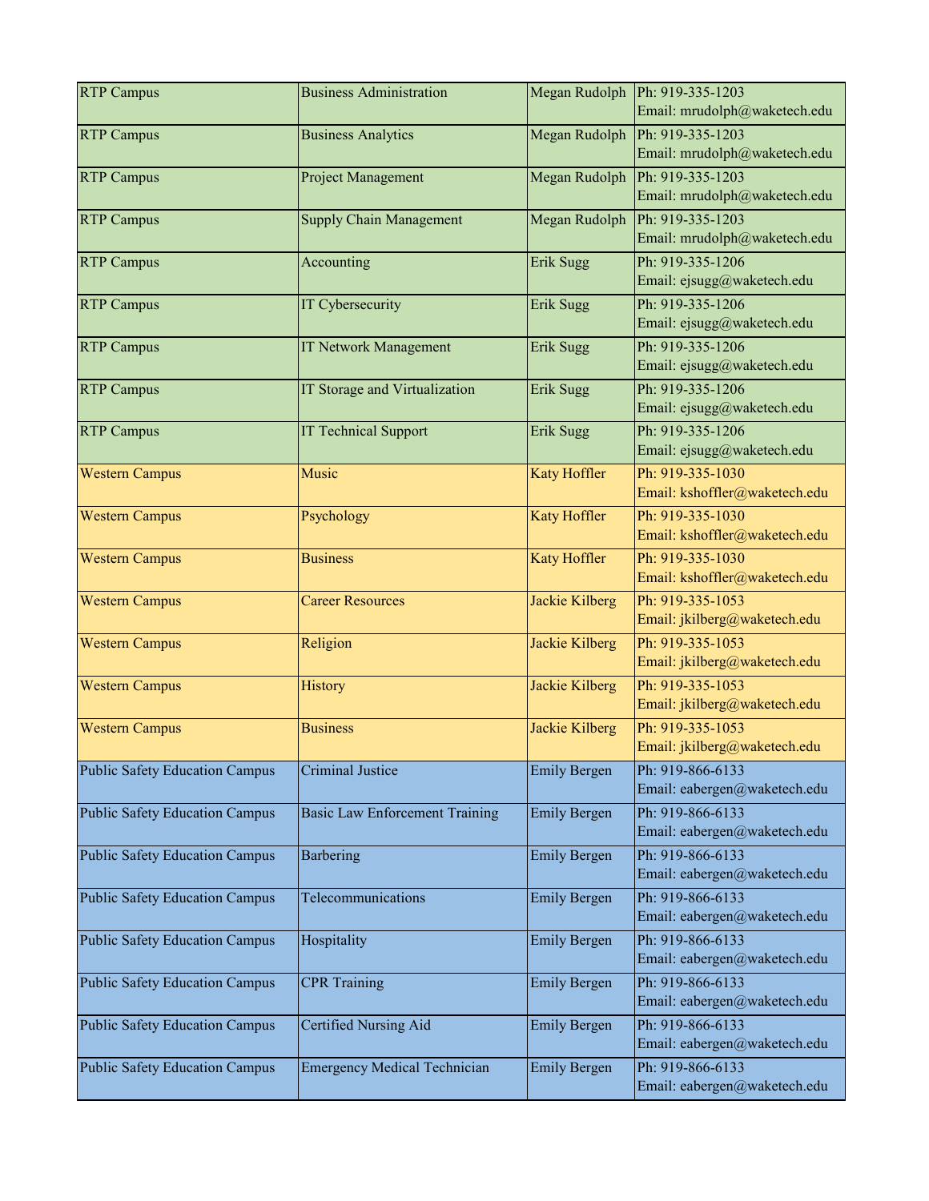| | | | |
|---|---|---|---|
| RTP Campus | Business Administration | Megan Rudolph | Ph: 919-335-1203<br>Email: mrudolph@waketech.edu |
| RTP Campus | Business Analytics | Megan Rudolph | Ph: 919-335-1203<br>Email: mrudolph@waketech.edu |
| RTP Campus | Project Management | Megan Rudolph | Ph: 919-335-1203<br>Email: mrudolph@waketech.edu |
| RTP Campus | Supply Chain Management | Megan Rudolph | Ph: 919-335-1203<br>Email: mrudolph@waketech.edu |
| RTP Campus | Accounting | Erik Sugg | Ph: 919-335-1206<br>Email: ejsugg@waketech.edu |
| RTP Campus | IT Cybersecurity | Erik Sugg | Ph: 919-335-1206<br>Email: ejsugg@waketech.edu |
| RTP Campus | IT Network Management | Erik Sugg | Ph: 919-335-1206<br>Email: ejsugg@waketech.edu |
| RTP Campus | IT Storage and Virtualization | Erik Sugg | Ph: 919-335-1206<br>Email: ejsugg@waketech.edu |
| RTP Campus | IT Technical Support | Erik Sugg | Ph: 919-335-1206<br>Email: ejsugg@waketech.edu |
| Western Campus | Music | Katy Hoffler | Ph: 919-335-1030<br>Email: kshoffler@waketech.edu |
| Western Campus | Psychology | Katy Hoffler | Ph: 919-335-1030<br>Email: kshoffler@waketech.edu |
| Western Campus | Business | Katy Hoffler | Ph: 919-335-1030<br>Email: kshoffler@waketech.edu |
| Western Campus | Career Resources | Jackie Kilberg | Ph: 919-335-1053<br>Email: jkilberg@waketech.edu |
| Western Campus | Religion | Jackie Kilberg | Ph: 919-335-1053<br>Email: jkilberg@waketech.edu |
| Western Campus | History | Jackie Kilberg | Ph: 919-335-1053<br>Email: jkilberg@waketech.edu |
| Western Campus | Business | Jackie Kilberg | Ph: 919-335-1053<br>Email: jkilberg@waketech.edu |
| Public Safety Education Campus | Criminal Justice | Emily Bergen | Ph: 919-866-6133<br>Email: eabergen@waketech.edu |
| Public Safety Education Campus | Basic Law Enforcement Training | Emily Bergen | Ph: 919-866-6133<br>Email: eabergen@waketech.edu |
| Public Safety Education Campus | Barbering | Emily Bergen | Ph: 919-866-6133<br>Email: eabergen@waketech.edu |
| Public Safety Education Campus | Telecommunications | Emily Bergen | Ph: 919-866-6133<br>Email: eabergen@waketech.edu |
| Public Safety Education Campus | Hospitality | Emily Bergen | Ph: 919-866-6133<br>Email: eabergen@waketech.edu |
| Public Safety Education Campus | CPR Training | Emily Bergen | Ph: 919-866-6133<br>Email: eabergen@waketech.edu |
| Public Safety Education Campus | Certified Nursing Aid | Emily Bergen | Ph: 919-866-6133<br>Email: eabergen@waketech.edu |
| Public Safety Education Campus | Emergency Medical Technician | Emily Bergen | Ph: 919-866-6133<br>Email: eabergen@waketech.edu |